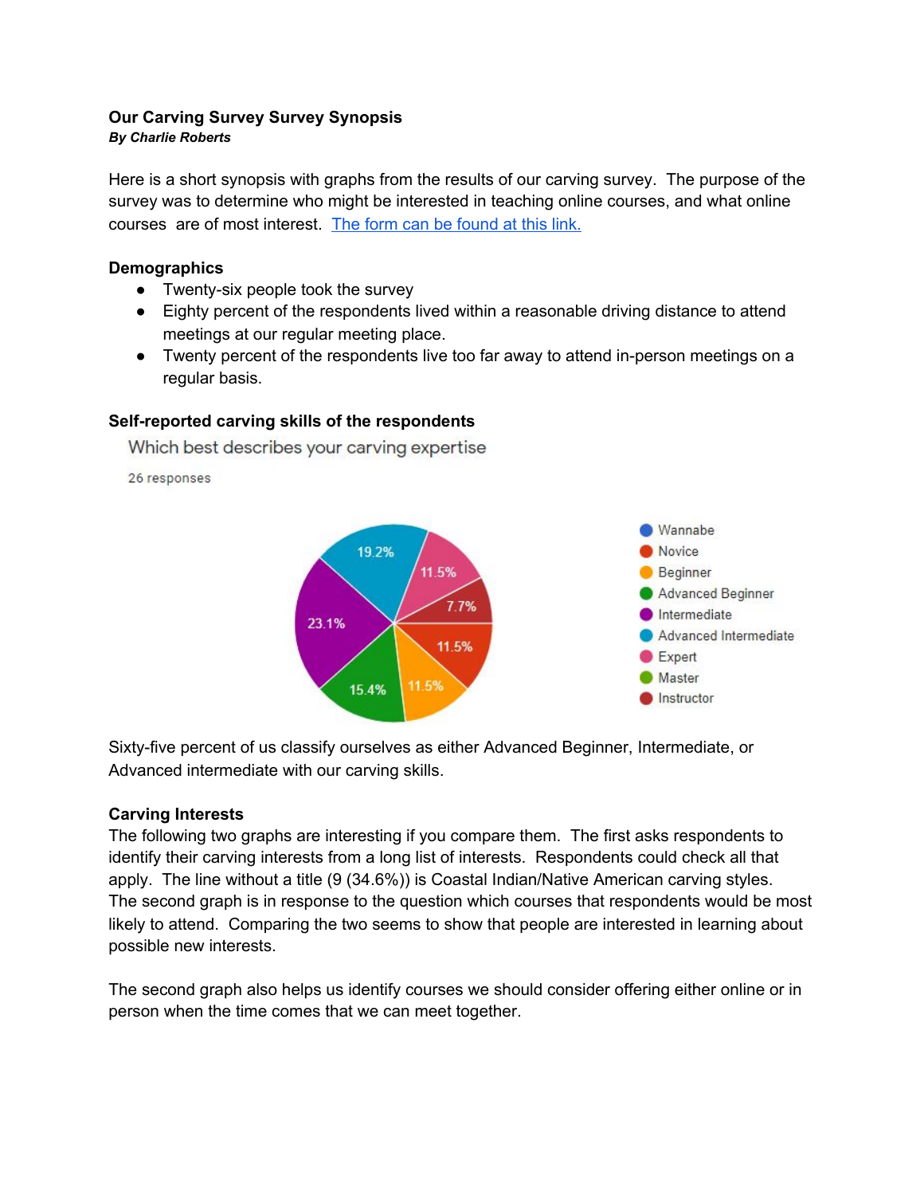**Our Carving Survey Survey Synopsis**
***By Charlie Roberts***

Here is a short synopsis with graphs from the results of our carving survey. The purpose of the survey was to determine who might be interested in teaching online courses, and what online courses are of most interest. [The form can be found at this link.]

**Demographics**

- Twenty-six people took the survey
- Eighty percent of the respondents lived within a reasonable driving distance to attend meetings at our regular meeting place.
- Twenty percent of the respondents live too far away to attend in-person meetings on a regular basis.

**Self-reported carving skills of the respondents**

Which best describes your carving expertise

26 responses

| Expertise | Percentage |
| --- | --- |
| Wannabe | |
| Novice | 11.5% |
| Beginner | 11.5% |
| Advanced Beginner | 15.4% |
| Intermediate | 23.1% |
| Advanced Intermediate | 19.2% |
| Expert | 11.5% |
| Master | |
| Instructor | 7.7% |

Sixty-five percent of us classify ourselves as either Advanced Beginner, Intermediate, or Advanced intermediate with our carving skills.

**Carving Interests**

The following two graphs are interesting if you compare them. The first asks respondents to identify their carving interests from a long list of interests. Respondents could check all that apply. The line without a title (9 (34.6%)) is Coastal Indian/Native American carving styles. The second graph is in response to the question which courses that respondents would be most likely to attend. Comparing the two seems to show that people are interested in learning about possible new interests.

The second graph also helps us identify courses we should consider offering either online or in person when the time comes that we can meet together.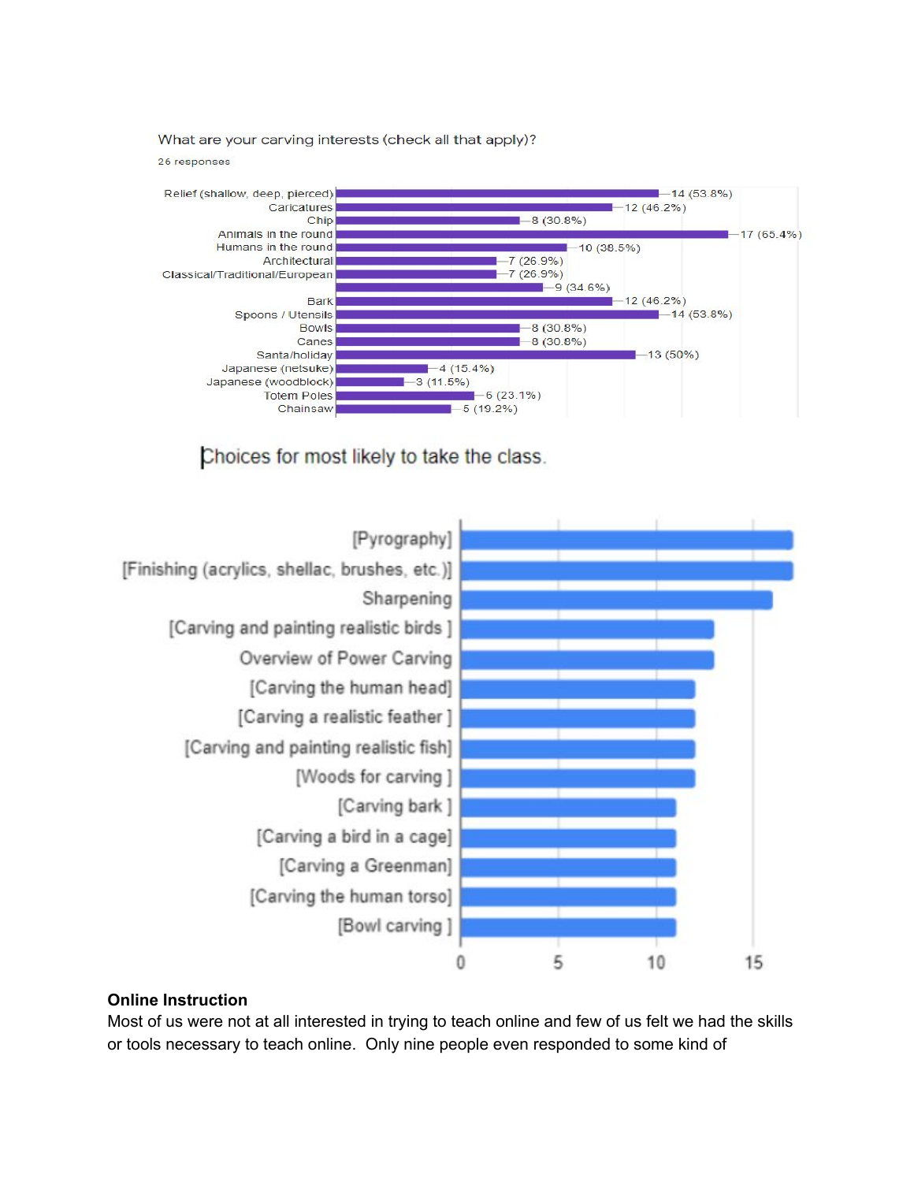What are your carving interests (check all that apply)?

26 responses

| Interest | Responses |
| --- | --- |
| Relief (shallow, deep, pierced) | 14 (53.8%) |
| Caricatures | 12 (46.2%) |
| Chip | 8 (30.8%) |
| Animals in the round | 17 (65.4%) |
| Humans in the round | 10 (38.5%) |
| Architectural | 7 (26.9%) |
| Classical/Traditional/European | 7 (26.9%) |
|  | 9 (34.6%) |
| Bark | 12 (46.2%) |
| Spoons / Utensils | 14 (53.8%) |
| Bowls | 8 (30.8%) |
| Canes | 8 (30.8%) |
| Santa/holiday | 13 (50%) |
| Japanese (netsuke) | 4 (15.4%) |
| Japanese (woodblock) | 3 (11.5%) |
| Totem Poles | 6 (23.1%) |
| Chainsaw | 5 (19.2%) |

Choices for most likely to take the class.

- [Pyrography]
- [Finishing (acrylics, shellac, brushes, etc.)]
- Sharpening
- [Carving and painting realistic birds ]
- Overview of Power Carving
- [Carving the human head]
- [Carving a realistic feather ]
- [Carving and painting realistic fish]
- [Woods for carving ]
- [Carving bark ]
- [Carving a bird in a cage]
- [Carving a Greenman]
- [Carving the human torso]
- [Bowl carving ]

(Axis: 0, 5, 10, 15)

**Online Instruction**

Most of us were not at all interested in trying to teach online and few of us felt we had the skills or tools necessary to teach online. Only nine people even responded to some kind of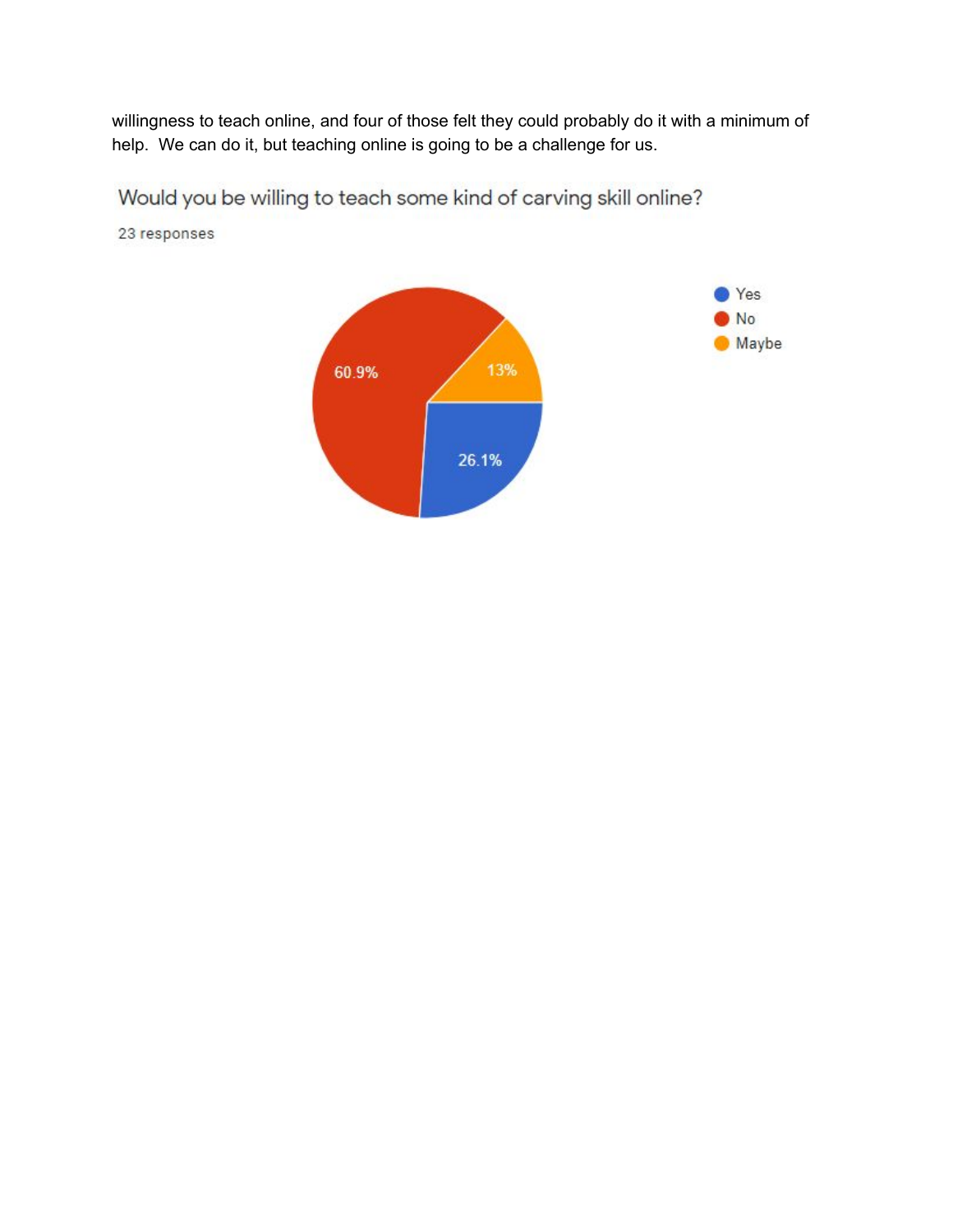willingness to teach online, and four of those felt they could probably do it with a minimum of help. We can do it, but teaching online is going to be a challenge for us.

Would you be willing to teach some kind of carving skill online?

23 responses

Yes

No

Maybe

60.9%

13%

26.1%